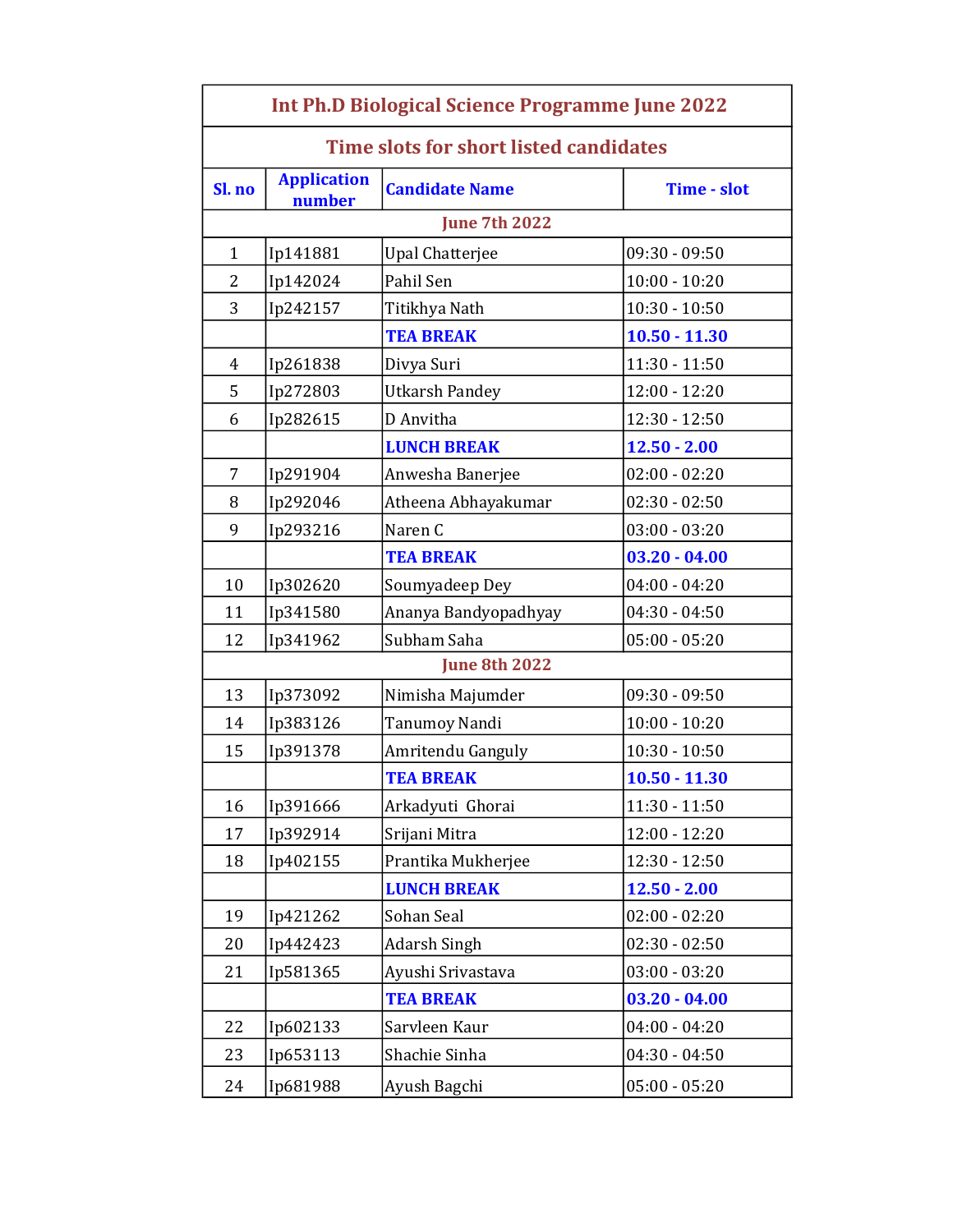| Int Ph.D Biological Science Programme June 2022 | | | |
|---|---|---|---|
| **Time slots for short listed candidates** | | | |
| **Sl. no** | **Application number** | **Candidate Name** | **Time - slot** |
| **June 7th 2022** | | | |
| 1 | Ip141881 | Upal Chatterjee | 09:30 - 09:50 |
| 2 | Ip142024 | Pahil Sen | 10:00 - 10:20 |
| 3 | Ip242157 | Titikhya Nath | 10:30 - 10:50 |
| | | **TEA BREAK** | **10.50 - 11.30** |
| 4 | Ip261838 | Divya Suri | 11:30 - 11:50 |
| 5 | Ip272803 | Utkarsh Pandey | 12:00 - 12:20 |
| 6 | Ip282615 | D Anvitha | 12:30 - 12:50 |
| | | **LUNCH BREAK** | **12.50 - 2.00** |
| 7 | Ip291904 | Anwesha Banerjee | 02:00 - 02:20 |
| 8 | Ip292046 | Atheena Abhayakumar | 02:30 - 02:50 |
| 9 | Ip293216 | Naren C | 03:00 - 03:20 |
| | | **TEA BREAK** | **03.20 - 04.00** |
| 10 | Ip302620 | Soumyadeep Dey | 04:00 - 04:20 |
| 11 | Ip341580 | Ananya Bandyopadhyay | 04:30 - 04:50 |
| 12 | Ip341962 | Subham Saha | 05:00 - 05:20 |
| **June 8th 2022** | | | |
| 13 | Ip373092 | Nimisha Majumder | 09:30 - 09:50 |
| 14 | Ip383126 | Tanumoy Nandi | 10:00 - 10:20 |
| 15 | Ip391378 | Amritendu Ganguly | 10:30 - 10:50 |
| | | **TEA BREAK** | **10.50 - 11.30** |
| 16 | Ip391666 | Arkadyuti Ghorai | 11:30 - 11:50 |
| 17 | Ip392914 | Srijani Mitra | 12:00 - 12:20 |
| 18 | Ip402155 | Prantika Mukherjee | 12:30 - 12:50 |
| | | **LUNCH BREAK** | **12.50 - 2.00** |
| 19 | Ip421262 | Sohan Seal | 02:00 - 02:20 |
| 20 | Ip442423 | Adarsh Singh | 02:30 - 02:50 |
| 21 | Ip581365 | Ayushi Srivastava | 03:00 - 03:20 |
| | | **TEA BREAK** | **03.20 - 04.00** |
| 22 | Ip602133 | Sarvleen Kaur | 04:00 - 04:20 |
| 23 | Ip653113 | Shachie Sinha | 04:30 - 04:50 |
| 24 | Ip681988 | Ayush Bagchi | 05:00 - 05:20 |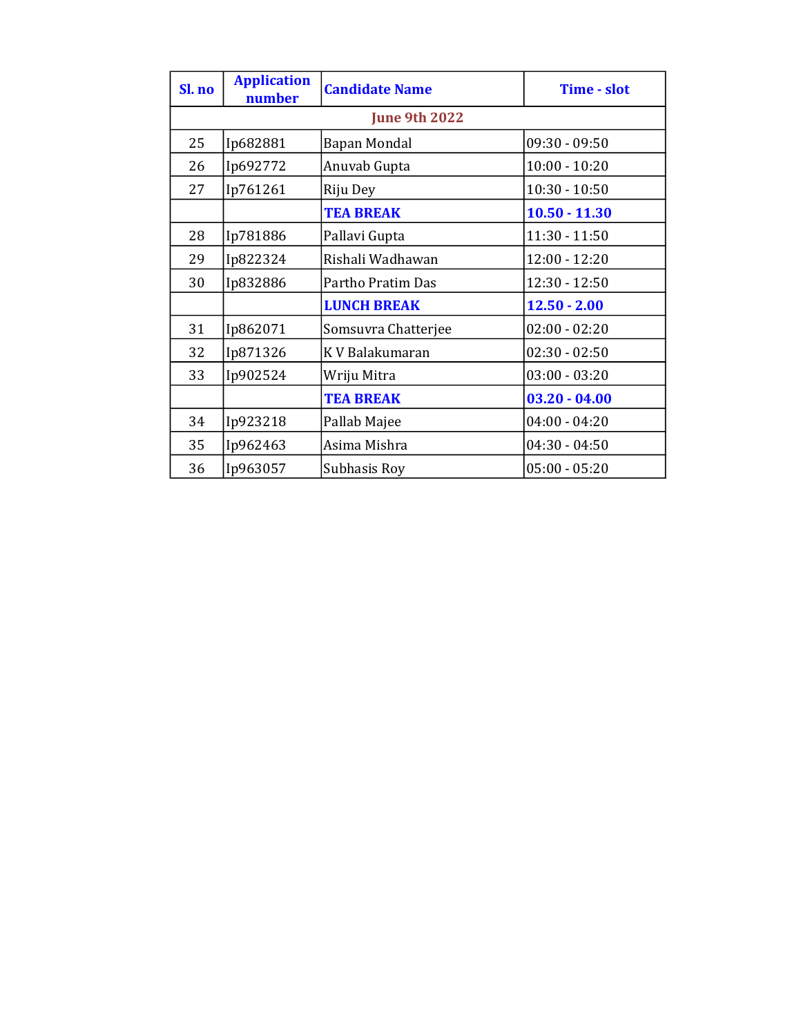| Sl. no | Application number | Candidate Name | Time - slot |
|---|---|---|---|
| | | **June 9th 2022** | |
| 25 | Ip682881 | Bapan Mondal | 09:30 - 09:50 |
| 26 | Ip692772 | Anuvab Gupta | 10:00 - 10:20 |
| 27 | Ip761261 | Riju Dey | 10:30 - 10:50 |
| | | **TEA BREAK** | **10.50 - 11.30** |
| 28 | Ip781886 | Pallavi Gupta | 11:30 - 11:50 |
| 29 | Ip822324 | Rishali Wadhawan | 12:00 - 12:20 |
| 30 | Ip832886 | Partho Pratim Das | 12:30 - 12:50 |
| | | **LUNCH BREAK** | **12.50 - 2.00** |
| 31 | Ip862071 | Somsuvra Chatterjee | 02:00 - 02:20 |
| 32 | Ip871326 | K V Balakumaran | 02:30 - 02:50 |
| 33 | Ip902524 | Wriju Mitra | 03:00 - 03:20 |
| | | **TEA BREAK** | **03.20 - 04.00** |
| 34 | Ip923218 | Pallab Majee | 04:00 - 04:20 |
| 35 | Ip962463 | Asima Mishra | 04:30 - 04:50 |
| 36 | Ip963057 | Subhasis Roy | 05:00 - 05:20 |